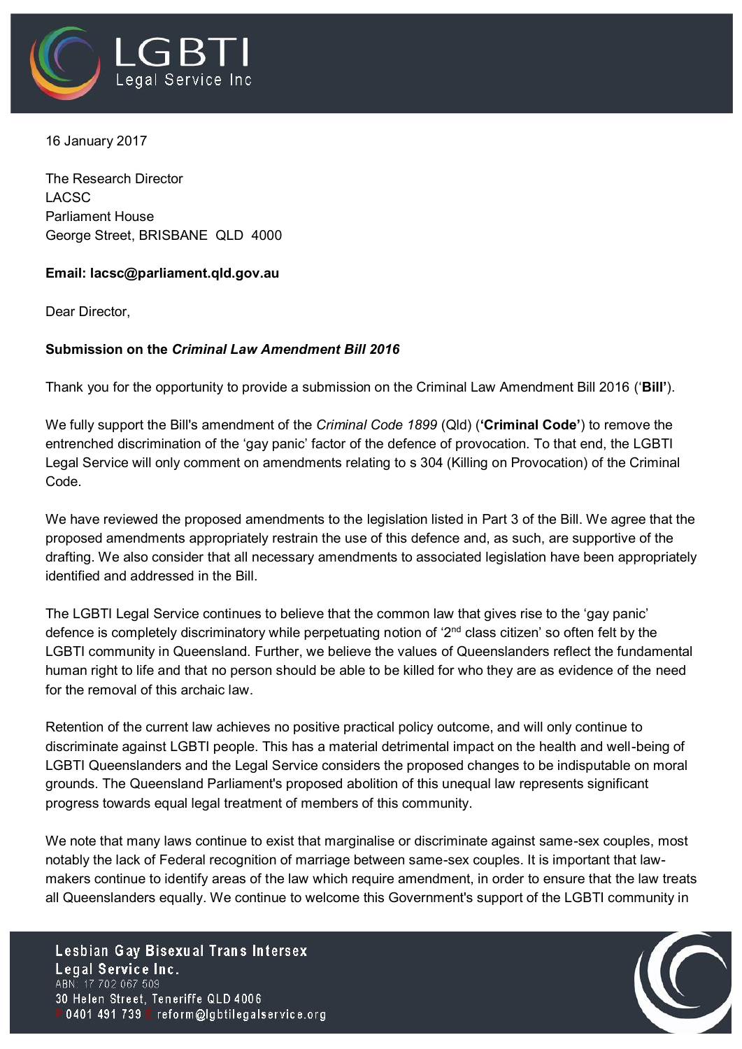16 January 2017

The Research Director
LACSC
Parliament House
George Street, BRISBANE QLD 4000

**Email: lacsc@parliament.qld.gov.au**

Dear Director,

**Submission on the *Criminal Law Amendment Bill 2016***

Thank you for the opportunity to provide a submission on the Criminal Law Amendment Bill 2016 (‘**Bill’**).

We fully support the Bill's amendment of the *Criminal Code 1899* (Qld) (**‘Criminal Code’**) to remove the entrenched discrimination of the ‘gay panic’ factor of the defence of provocation. To that end, the LGBTI Legal Service will only comment on amendments relating to s 304 (Killing on Provocation) of the Criminal Code.

We have reviewed the proposed amendments to the legislation listed in Part 3 of the Bill. We agree that the proposed amendments appropriately restrain the use of this defence and, as such, are supportive of the drafting. We also consider that all necessary amendments to associated legislation have been appropriately identified and addressed in the Bill.

The LGBTI Legal Service continues to believe that the common law that gives rise to the ‘gay panic’ defence is completely discriminatory while perpetuating notion of ‘2nd class citizen’ so often felt by the LGBTI community in Queensland. Further, we believe the values of Queenslanders reflect the fundamental human right to life and that no person should be able to be killed for who they are as evidence of the need for the removal of this archaic law.

Retention of the current law achieves no positive practical policy outcome, and will only continue to discriminate against LGBTI people. This has a material detrimental impact on the health and well-being of LGBTI Queenslanders and the Legal Service considers the proposed changes to be indisputable on moral grounds. The Queensland Parliament's proposed abolition of this unequal law represents significant progress towards equal legal treatment of members of this community.

We note that many laws continue to exist that marginalise or discriminate against same-sex couples, most notably the lack of Federal recognition of marriage between same-sex couples. It is important that law-makers continue to identify areas of the law which require amendment, in order to ensure that the law treats all Queenslanders equally. We continue to welcome this Government's support of the LGBTI community in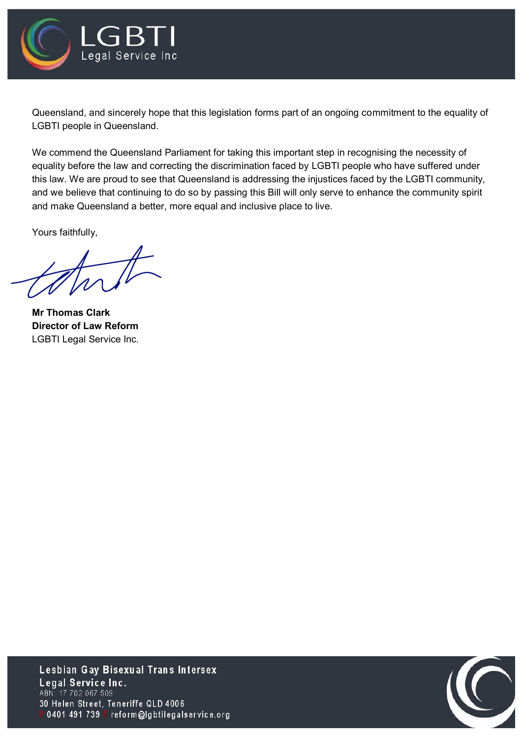Queensland, and sincerely hope that this legislation forms part of an ongoing commitment to the equality of LGBTI people in Queensland.

We commend the Queensland Parliament for taking this important step in recognising the necessity of equality before the law and correcting the discrimination faced by LGBTI people who have suffered under this law. We are proud to see that Queensland is addressing the injustices faced by the LGBTI community, and we believe that continuing to do so by passing this Bill will only serve to enhance the community spirit and make Queensland a better, more equal and inclusive place to live.

Yours faithfully,

**Mr Thomas Clark**
**Director of Law Reform**
LGBTI Legal Service Inc.